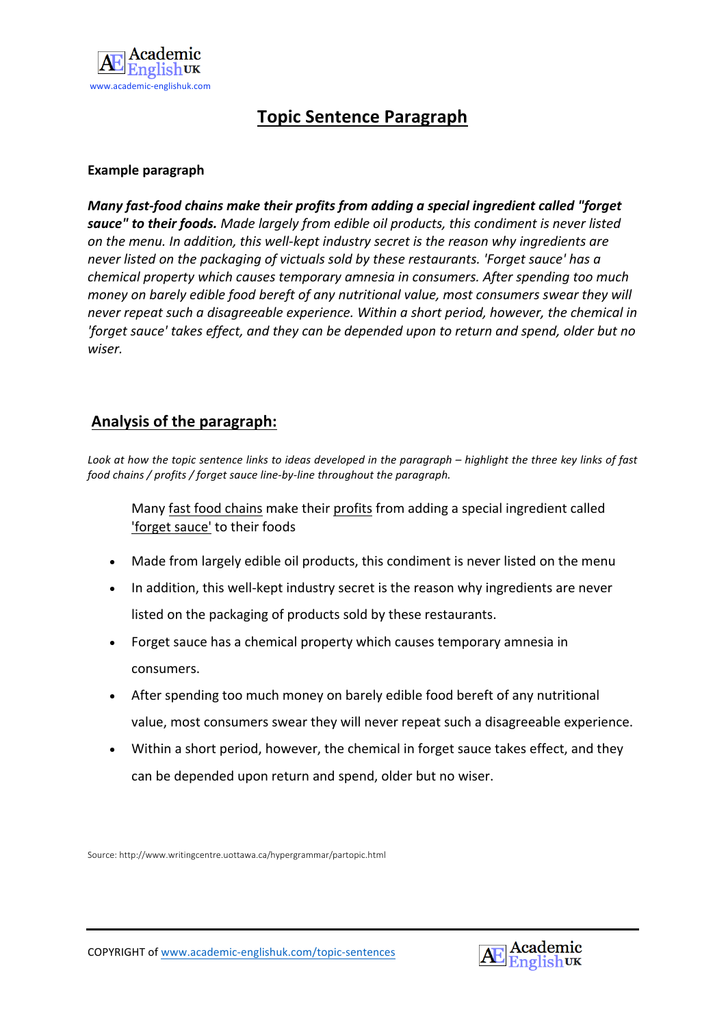# Topic Sentence Paragraph

**Example paragraph**

***Many fast-food chains make their profits from adding a special ingredient called "forget sauce" to their foods.*** *Made largely from edible oil products, this condiment is never listed on the menu. In addition, this well-kept industry secret is the reason why ingredients are never listed on the packaging of victuals sold by these restaurants. 'Forget sauce' has a chemical property which causes temporary amnesia in consumers. After spending too much money on barely edible food bereft of any nutritional value, most consumers swear they will never repeat such a disagreeable experience. Within a short period, however, the chemical in 'forget sauce' takes effect, and they can be depended upon to return and spend, older but no wiser.*

## Analysis of the paragraph:

*Look at how the topic sentence links to ideas developed in the paragraph – highlight the three key links of fast food chains / profits / forget sauce line-by-line throughout the paragraph.*

Many <u>fast food chains</u> make their <u>profits</u> from adding a special ingredient called <u>'forget sauce'</u> to their foods

- Made from largely edible oil products, this condiment is never listed on the menu
- In addition, this well-kept industry secret is the reason why ingredients are never listed on the packaging of products sold by these restaurants.
- Forget sauce has a chemical property which causes temporary amnesia in consumers.
- After spending too much money on barely edible food bereft of any nutritional value, most consumers swear they will never repeat such a disagreeable experience.
- Within a short period, however, the chemical in forget sauce takes effect, and they can be depended upon return and spend, older but no wiser.

Source: http://www.writingcentre.uottawa.ca/hypergrammar/partopic.html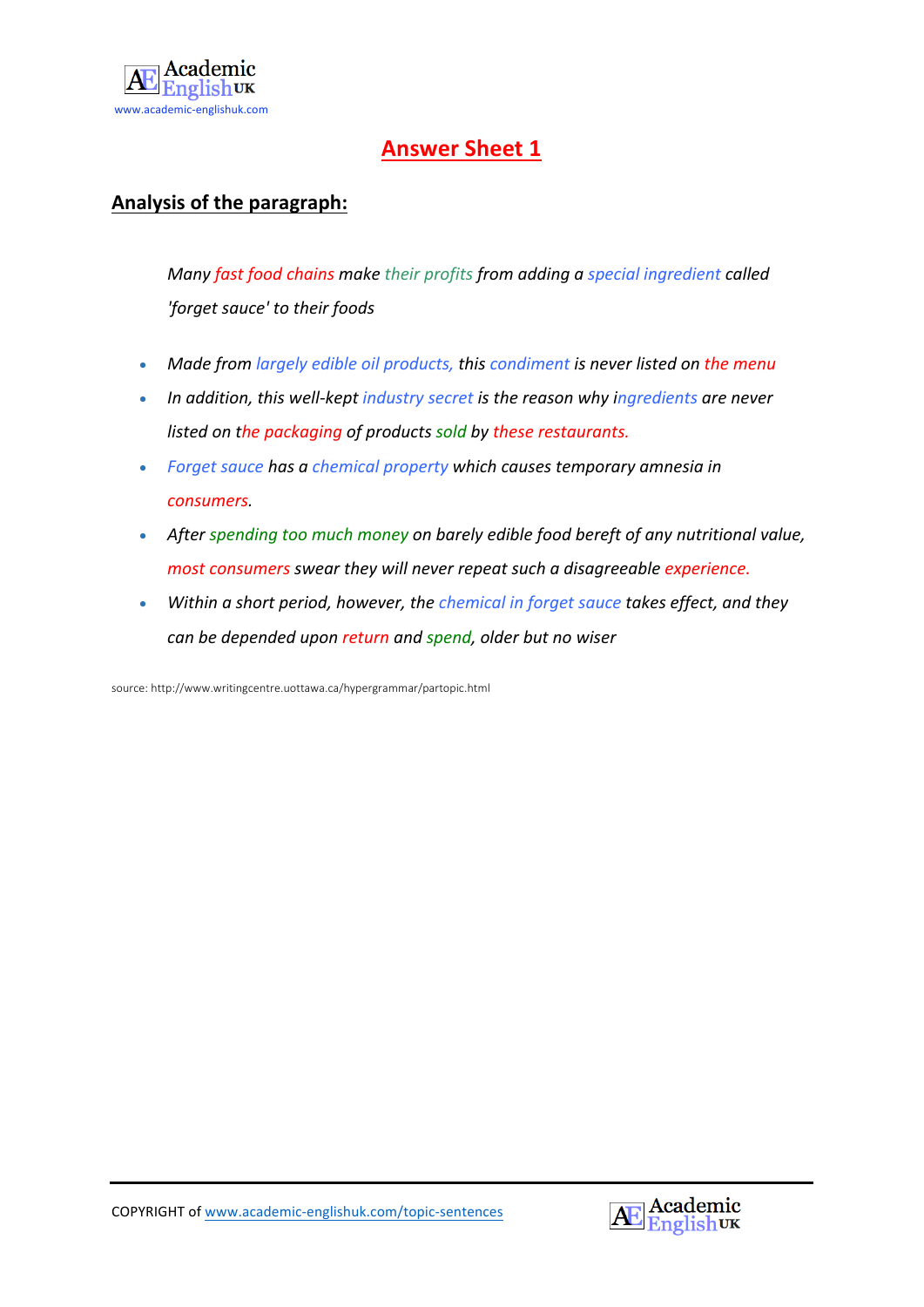## Answer Sheet 1

**Analysis of the paragraph:**

*Many fast food chains make their profits from adding a special ingredient called 'forget sauce' to their foods*

- *Made from largely edible oil products, this condiment is never listed on the menu*
- *In addition, this well-kept industry secret is the reason why ingredients are never listed on the packaging of products sold by these restaurants.*
- *Forget sauce has a chemical property which causes temporary amnesia in consumers.*
- *After spending too much money on barely edible food bereft of any nutritional value, most consumers swear they will never repeat such a disagreeable experience.*
- *Within a short period, however, the chemical in forget sauce takes effect, and they can be depended upon return and spend, older but no wiser*

source: http://www.writingcentre.uottawa.ca/hypergrammar/partopic.html

COPYRIGHT of www.academic-englishuk.com/topic-sentences